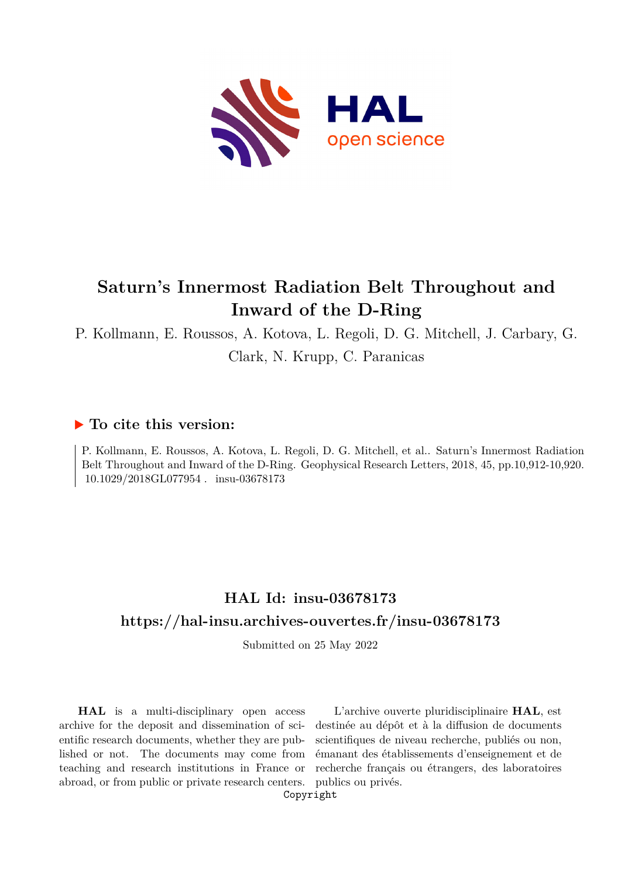# Saturn's Innermost Radiation Belt Throughout and Inward of the D-Ring

P. Kollmann, E. Roussos, A. Kotova, L. Regoli, D. G. Mitchell, J. Carbary, G. Clark, N. Krupp, C. Paranicas

## ▶ To cite this version:

P. Kollmann, E. Roussos, A. Kotova, L. Regoli, D. G. Mitchell, et al.. Saturn's Innermost Radiation Belt Throughout and Inward of the D-Ring. Geophysical Research Letters, 2018, 45, pp.10,912-10,920. 10.1029/2018GL077954 . insu-03678173

## HAL Id: insu-03678173

## https://hal-insu.archives-ouvertes.fr/insu-03678173

Submitted on 25 May 2022

**HAL** is a multi-disciplinary open access archive for the deposit and dissemination of scientific research documents, whether they are published or not. The documents may come from teaching and research institutions in France or abroad, or from public or private research centers.

L'archive ouverte pluridisciplinaire **HAL**, est destinée au dépôt et à la diffusion de documents scientifiques de niveau recherche, publiés ou non, émanant des établissements d'enseignement et de recherche français ou étrangers, des laboratoires publics ou privés.

Copyright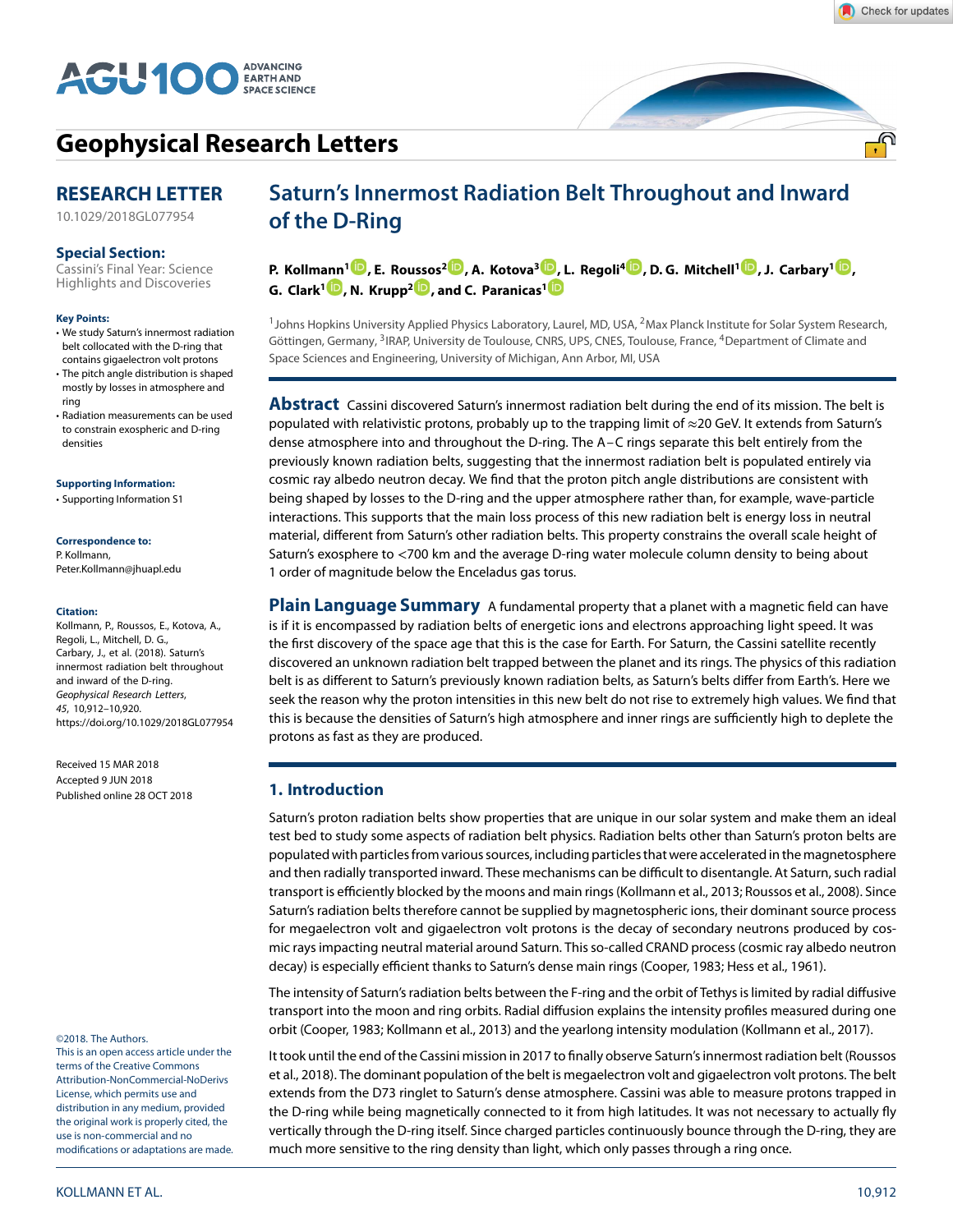# Saturn's Innermost Radiation Belt Throughout and Inward of the D-Ring

**P. Kollmann[1], E. Roussos[2], A. Kotova[3], L. Regoli[4], D. G. Mitchell[1], J. Carbary[1], G. Clark[1], N. Krupp[2], and C. Paranicas[1]**

[1]Johns Hopkins University Applied Physics Laboratory, Laurel, MD, USA, [2]Max Planck Institute for Solar System Research, Göttingen, Germany, [3]IRAP, University de Toulouse, CNRS, UPS, CNES, Toulouse, France, [4]Department of Climate and Space Sciences and Engineering, University of Michigan, Ann Arbor, MI, USA

**RESEARCH LETTER**

10.1029/2018GL077954

**Special Section:**
Cassini's Final Year: Science Highlights and Discoveries

**Key Points:**
- We study Saturn's innermost radiation belt collocated with the D-ring that contains gigaelectron volt protons
- The pitch angle distribution is shaped mostly by losses in atmosphere and ring
- Radiation measurements can be used to constrain exospheric and D-ring densities

**Supporting Information:**
- Supporting Information S1

**Correspondence to:**
P. Kollmann,
Peter.Kollmann@jhuapl.edu

**Citation:**
Kollmann, P., Roussos, E., Kotova, A., Regoli, L., Mitchell, D. G., Carbary, J., et al. (2018). Saturn's innermost radiation belt throughout and inward of the D-ring. *Geophysical Research Letters*, *45*, 10,912–10,920. https://doi.org/10.1029/2018GL077954

Received 15 MAR 2018
Accepted 9 JUN 2018
Published online 28 OCT 2018

©2018. The Authors.
This is an open access article under the terms of the Creative Commons Attribution-NonCommercial-NoDerivs License, which permits use and distribution in any medium, provided the original work is properly cited, the use is non-commercial and no modifications or adaptations are made.

**Abstract** Cassini discovered Saturn's innermost radiation belt during the end of its mission. The belt is populated with relativistic protons, probably up to the trapping limit of ≈20 GeV. It extends from Saturn's dense atmosphere into and throughout the D-ring. The A–C rings separate this belt entirely from the previously known radiation belts, suggesting that the innermost radiation belt is populated entirely via cosmic ray albedo neutron decay. We find that the proton pitch angle distributions are consistent with being shaped by losses to the D-ring and the upper atmosphere rather than, for example, wave-particle interactions. This supports that the main loss process of this new radiation belt is energy loss in neutral material, different from Saturn's other radiation belts. This property constrains the overall scale height of Saturn's exosphere to <700 km and the average D-ring water molecule column density to being about 1 order of magnitude below the Enceladus gas torus.

**Plain Language Summary** A fundamental property that a planet with a magnetic field can have is if it is encompassed by radiation belts of energetic ions and electrons approaching light speed. It was the first discovery of the space age that this is the case for Earth. For Saturn, the Cassini satellite recently discovered an unknown radiation belt trapped between the planet and its rings. The physics of this radiation belt is as different to Saturn's previously known radiation belts, as Saturn's belts differ from Earth's. Here we seek the reason why the proton intensities in this new belt do not rise to extremely high values. We find that this is because the densities of Saturn's high atmosphere and inner rings are sufficiently high to deplete the protons as fast as they are produced.

## 1. Introduction

Saturn's proton radiation belts show properties that are unique in our solar system and make them an ideal test bed to study some aspects of radiation belt physics. Radiation belts other than Saturn's proton belts are populated with particles from various sources, including particles that were accelerated in the magnetosphere and then radially transported inward. These mechanisms can be difficult to disentangle. At Saturn, such radial transport is efficiently blocked by the moons and main rings (Kollmann et al., 2013; Roussos et al., 2008). Since Saturn's radiation belts therefore cannot be supplied by magnetospheric ions, their dominant source process for megaelectron volt and gigaelectron volt protons is the decay of secondary neutrons produced by cosmic rays impacting neutral material around Saturn. This so-called CRAND process (cosmic ray albedo neutron decay) is especially efficient thanks to Saturn's dense main rings (Cooper, 1983; Hess et al., 1961).

The intensity of Saturn's radiation belts between the F-ring and the orbit of Tethys is limited by radial diffusive transport into the moon and ring orbits. Radial diffusion explains the intensity profiles measured during one orbit (Cooper, 1983; Kollmann et al., 2013) and the yearlong intensity modulation (Kollmann et al., 2017).

It took until the end of the Cassini mission in 2017 to finally observe Saturn's innermost radiation belt (Roussos et al., 2018). The dominant population of the belt is megaelectron volt and gigaelectron volt protons. The belt extends from the D73 ringlet to Saturn's dense atmosphere. Cassini was able to measure protons trapped in the D-ring while being magnetically connected to it from high latitudes. It was not necessary to actually fly vertically through the D-ring itself. Since charged particles continuously bounce through the D-ring, they are much more sensitive to the ring density than light, which only passes through a ring once.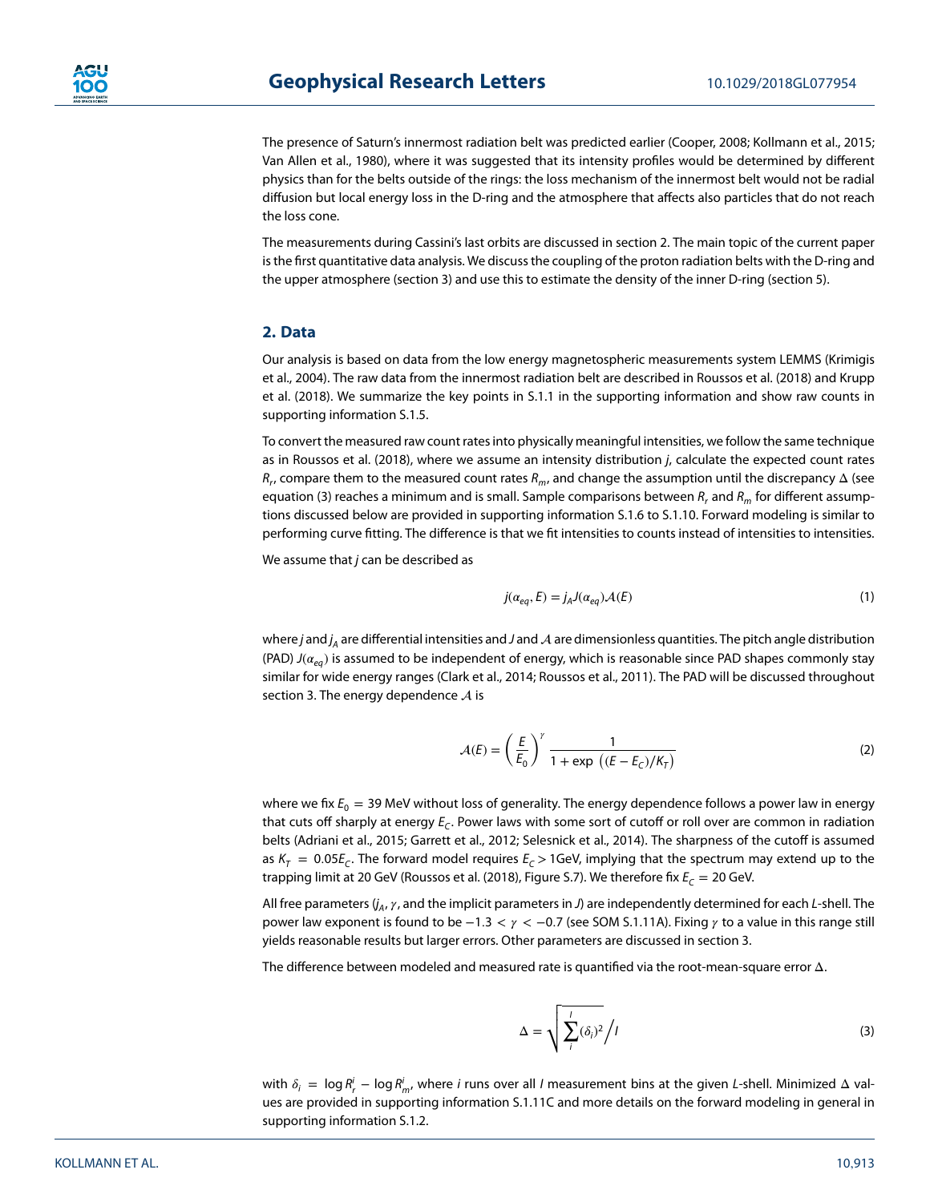The presence of Saturn's innermost radiation belt was predicted earlier (Cooper, 2008; Kollmann et al., 2015; Van Allen et al., 1980), where it was suggested that its intensity profiles would be determined by different physics than for the belts outside of the rings: the loss mechanism of the innermost belt would not be radial diffusion but local energy loss in the D-ring and the atmosphere that affects also particles that do not reach the loss cone.

The measurements during Cassini's last orbits are discussed in section 2. The main topic of the current paper is the first quantitative data analysis. We discuss the coupling of the proton radiation belts with the D-ring and the upper atmosphere (section 3) and use this to estimate the density of the inner D-ring (section 5).

## 2. Data

Our analysis is based on data from the low energy magnetospheric measurements system LEMMS (Krimigis et al., 2004). The raw data from the innermost radiation belt are described in Roussos et al. (2018) and Krupp et al. (2018). We summarize the key points in S.1.1 in the supporting information and show raw counts in supporting information S.1.5.

To convert the measured raw count rates into physically meaningful intensities, we follow the same technique as in Roussos et al. (2018), where we assume an intensity distribution $j$, calculate the expected count rates $R_r$, compare them to the measured count rates $R_m$, and change the assumption until the discrepancy $\Delta$ (see equation (3) reaches a minimum and is small. Sample comparisons between $R_r$ and $R_m$ for different assumptions discussed below are provided in supporting information S.1.6 to S.1.10. Forward modeling is similar to performing curve fitting. The difference is that we fit intensities to counts instead of intensities to intensities.

We assume that $j$ can be described as

$$j(\alpha_{eq}, E) = j_A J(\alpha_{eq}) \mathcal{A}(E) \tag{1}$$

where $j$ and $j_A$ are differential intensities and $J$ and $\mathcal{A}$ are dimensionless quantities. The pitch angle distribution (PAD) $J(\alpha_{eq})$ is assumed to be independent of energy, which is reasonable since PAD shapes commonly stay similar for wide energy ranges (Clark et al., 2014; Roussos et al., 2011). The PAD will be discussed throughout section 3. The energy dependence $\mathcal{A}$ is

$$\mathcal{A}(E) = \left(\frac{E}{E_0}\right)^{\gamma} \frac{1}{1 + \exp\left((E - E_C)/K_T\right)} \tag{2}$$

where we fix $E_0 = 39$ MeV without loss of generality. The energy dependence follows a power law in energy that cuts off sharply at energy $E_C$. Power laws with some sort of cutoff or roll over are common in radiation belts (Adriani et al., 2015; Garrett et al., 2012; Selesnick et al., 2014). The sharpness of the cutoff is assumed as $K_T = 0.05E_C$. The forward model requires $E_C > 1$GeV, implying that the spectrum may extend up to the trapping limit at 20 GeV (Roussos et al. (2018), Figure S.7). We therefore fix $E_C = 20$ GeV.

All free parameters ($j_A$, $\gamma$, and the implicit parameters in $J$) are independently determined for each $L$-shell. The power law exponent is found to be $-1.3 < \gamma < -0.7$ (see SOM S.1.11A). Fixing $\gamma$ to a value in this range still yields reasonable results but larger errors. Other parameters are discussed in section 3.

The difference between modeled and measured rate is quantified via the root-mean-square error $\Delta$.

$$\Delta = \sqrt{\sum_{i}^{I} (\delta_i)^2 \Big/ I} \tag{3}$$

with $\delta_i = \log R_r^i - \log R_m^i$, where $i$ runs over all $I$ measurement bins at the given $L$-shell. Minimized $\Delta$ values are provided in supporting information S.1.11C and more details on the forward modeling in general in supporting information S.1.2.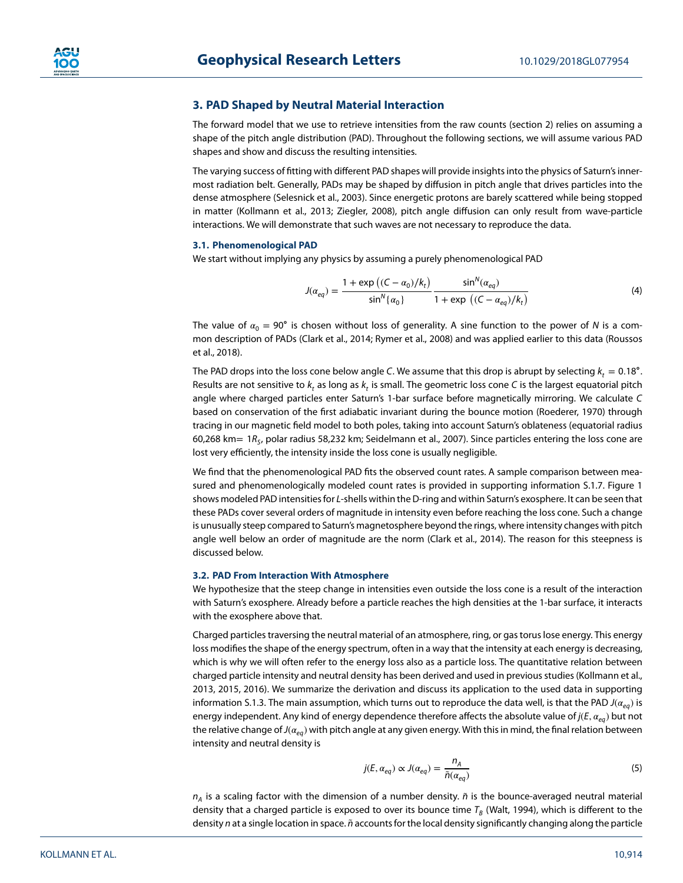## 3. PAD Shaped by Neutral Material Interaction

The forward model that we use to retrieve intensities from the raw counts (section 2) relies on assuming a shape of the pitch angle distribution (PAD). Throughout the following sections, we will assume various PAD shapes and show and discuss the resulting intensities.

The varying success of fitting with different PAD shapes will provide insights into the physics of Saturn's innermost radiation belt. Generally, PADs may be shaped by diffusion in pitch angle that drives particles into the dense atmosphere (Selesnick et al., 2003). Since energetic protons are barely scattered while being stopped in matter (Kollmann et al., 2013; Ziegler, 2008), pitch angle diffusion can only result from wave-particle interactions. We will demonstrate that such waves are not necessary to reproduce the data.

### 3.1. Phenomenological PAD

We start without implying any physics by assuming a purely phenomenological PAD

$$J(\alpha_{eq}) = \frac{1 + \exp\left((C - \alpha_0)/k_t\right)}{\sin^N\{\alpha_0\}} \frac{\sin^N(\alpha_{eq})}{1 + \exp\left((C - \alpha_{eq})/k_t\right)} \tag{4}$$

The value of $\alpha_0 = 90°$ is chosen without loss of generality. A sine function to the power of $N$ is a common description of PADs (Clark et al., 2014; Rymer et al., 2008) and was applied earlier to this data (Roussos et al., 2018).

The PAD drops into the loss cone below angle $C$. We assume that this drop is abrupt by selecting $k_t = 0.18°$. Results are not sensitive to $k_t$ as long as $k_t$ is small. The geometric loss cone $C$ is the largest equatorial pitch angle where charged particles enter Saturn's 1-bar surface before magnetically mirroring. We calculate $C$ based on conservation of the first adiabatic invariant during the bounce motion (Roederer, 1970) through tracing in our magnetic field model to both poles, taking into account Saturn's oblateness (equatorial radius 60,268 km= $1R_S$, polar radius 58,232 km; Seidelmann et al., 2007). Since particles entering the loss cone are lost very efficiently, the intensity inside the loss cone is usually negligible.

We find that the phenomenological PAD fits the observed count rates. A sample comparison between measured and phenomenologically modeled count rates is provided in supporting information S.1.7. Figure 1 shows modeled PAD intensities for $L$-shells within the D-ring and within Saturn's exosphere. It can be seen that these PADs cover several orders of magnitude in intensity even before reaching the loss cone. Such a change is unusually steep compared to Saturn's magnetosphere beyond the rings, where intensity changes with pitch angle well below an order of magnitude are the norm (Clark et al., 2014). The reason for this steepness is discussed below.

### 3.2. PAD From Interaction With Atmosphere

We hypothesize that the steep change in intensities even outside the loss cone is a result of the interaction with Saturn's exosphere. Already before a particle reaches the high densities at the 1-bar surface, it interacts with the exosphere above that.

Charged particles traversing the neutral material of an atmosphere, ring, or gas torus lose energy. This energy loss modifies the shape of the energy spectrum, often in a way that the intensity at each energy is decreasing, which is why we will often refer to the energy loss also as a particle loss. The quantitative relation between charged particle intensity and neutral density has been derived and used in previous studies (Kollmann et al., 2013, 2015, 2016). We summarize the derivation and discuss its application to the used data in supporting information S.1.3. The main assumption, which turns out to reproduce the data well, is that the PAD $J(\alpha_{eq})$ is energy independent. Any kind of energy dependence therefore affects the absolute value of $j(E, \alpha_{eq})$ but not the relative change of $J(\alpha_{eq})$ with pitch angle at any given energy. With this in mind, the final relation between intensity and neutral density is

$$j(E, \alpha_{eq}) \propto J(\alpha_{eq}) = \frac{n_A}{\tilde{n}(\alpha_{eq})} \tag{5}$$

$n_A$ is a scaling factor with the dimension of a number density. $\tilde{n}$ is the bounce-averaged neutral material density that a charged particle is exposed to over its bounce time $T_B$ (Walt, 1994), which is different to the density $n$ at a single location in space. $\tilde{n}$ accounts for the local density significantly changing along the particle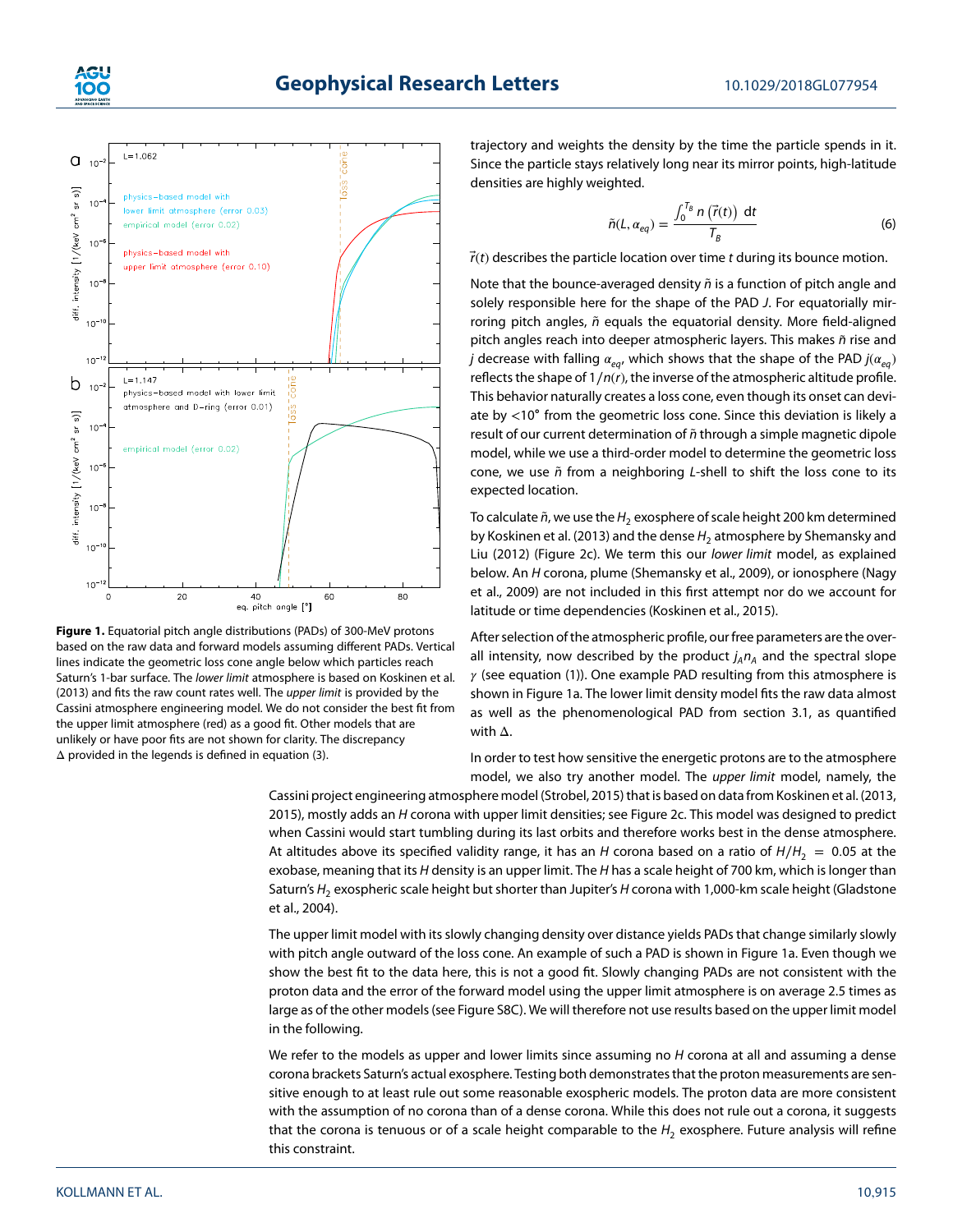**Figure 1.** Equatorial pitch angle distributions (PADs) of 300-MeV protons based on the raw data and forward models assuming different PADs. Vertical lines indicate the geometric loss cone angle below which particles reach Saturn's 1-bar surface. The *lower limit* atmosphere is based on Koskinen et al. (2013) and fits the raw count rates well. The *upper limit* is provided by the Cassini atmosphere engineering model. We do not consider the best fit from the upper limit atmosphere (red) as a good fit. Other models that are unlikely or have poor fits are not shown for clarity. The discrepancy $\Delta$ provided in the legends is defined in equation (3).

trajectory and weights the density by the time the particle spends in it. Since the particle stays relatively long near its mirror points, high-latitude densities are highly weighted.

$$\tilde{n}(L, \alpha_{eq}) = \frac{\int_0^{T_B} n\left(\vec{r}(t)\right)\, \mathrm{d}t}{T_B} \tag{6}$$

$\vec{r}(t)$ describes the particle location over time $t$ during its bounce motion.

Note that the bounce-averaged density $\tilde{n}$ is a function of pitch angle and solely responsible here for the shape of the PAD $J$. For equatorially mirroring pitch angles, $\tilde{n}$ equals the equatorial density. More field-aligned pitch angles reach into deeper atmospheric layers. This makes $\tilde{n}$ rise and $j$ decrease with falling $\alpha_{eq}$, which shows that the shape of the PAD $j(\alpha_{eq})$ reflects the shape of $1/n(r)$, the inverse of the atmospheric altitude profile. This behavior naturally creates a loss cone, even though its onset can deviate by $<10°$ from the geometric loss cone. Since this deviation is likely a result of our current determination of $\tilde{n}$ through a simple magnetic dipole model, while we use a third-order model to determine the geometric loss cone, we use $\tilde{n}$ from a neighboring $L$-shell to shift the loss cone to its expected location.

To calculate $\tilde{n}$, we use the $H_2$ exosphere of scale height 200 km determined by Koskinen et al. (2013) and the dense $H_2$ atmosphere by Shemansky and Liu (2012) (Figure 2c). We term this our *lower limit* model, as explained below. An $H$ corona, plume (Shemansky et al., 2009), or ionosphere (Nagy et al., 2009) are not included in this first attempt nor do we account for latitude or time dependencies (Koskinen et al., 2015).

After selection of the atmospheric profile, our free parameters are the overall intensity, now described by the product $j_A n_A$ and the spectral slope $\gamma$ (see equation (1)). One example PAD resulting from this atmosphere is shown in Figure 1a. The lower limit density model fits the raw data almost as well as the phenomenological PAD from section 3.1, as quantified with $\Delta$.

In order to test how sensitive the energetic protons are to the atmosphere model, we also try another model. The *upper limit* model, namely, the Cassini project engineering atmosphere model (Strobel, 2015) that is based on data from Koskinen et al. (2013, 2015), mostly adds an $H$ corona with upper limit densities; see Figure 2c. This model was designed to predict when Cassini would start tumbling during its last orbits and therefore works best in the dense atmosphere. At altitudes above its specified validity range, it has an $H$ corona based on a ratio of $H/H_2 = 0.05$ at the exobase, meaning that its $H$ density is an upper limit. The $H$ has a scale height of 700 km, which is longer than Saturn's $H_2$ exospheric scale height but shorter than Jupiter's $H$ corona with 1,000-km scale height (Gladstone et al., 2004).

The upper limit model with its slowly changing density over distance yields PADs that change similarly slowly with pitch angle outward of the loss cone. An example of such a PAD is shown in Figure 1a. Even though we show the best fit to the data here, this is not a good fit. Slowly changing PADs are not consistent with the proton data and the error of the forward model using the upper limit atmosphere is on average 2.5 times as large as of the other models (see Figure S8C). We will therefore not use results based on the upper limit model in the following.

We refer to the models as upper and lower limits since assuming no $H$ corona at all and assuming a dense corona brackets Saturn's actual exosphere. Testing both demonstrates that the proton measurements are sensitive enough to at least rule out some reasonable exospheric models. The proton data are more consistent with the assumption of no corona than of a dense corona. While this does not rule out a corona, it suggests that the corona is tenuous or of a scale height comparable to the $H_2$ exosphere. Future analysis will refine this constraint.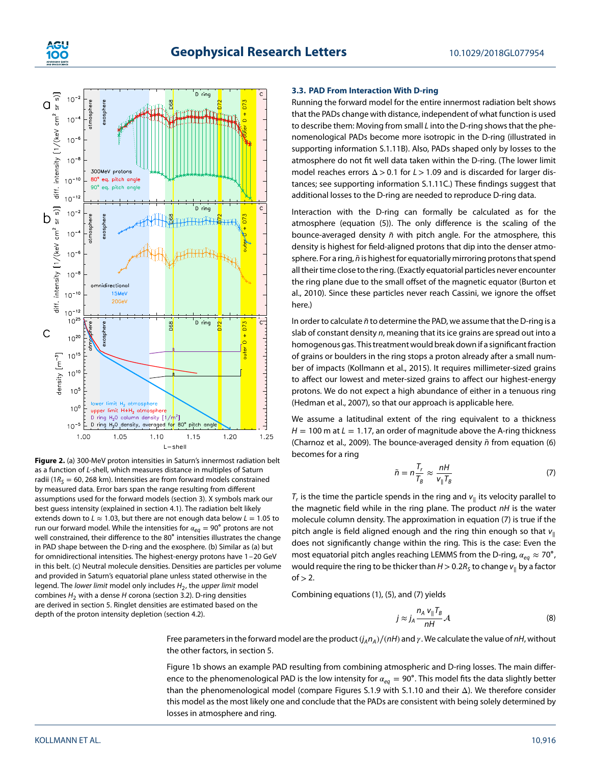**Figure 2.** (a) 300-MeV proton intensities in Saturn's innermost radiation belt as a function of *L*-shell, which measures distance in multiples of Saturn radii ($1R_S$ = 60, 268 km). Intensities are from forward models constrained by measured data. Error bars span the range resulting from different assumptions used for the forward models (section 3). X symbols mark our best guess intensity (explained in section 4.1). The radiation belt likely extends down to $L \approx 1.03$, but there are not enough data below $L = 1.05$ to run our forward model. While the intensities for $\alpha_{eq} = 90°$ protons are not well constrained, their difference to the 80° intensities illustrates the change in PAD shape between the D-ring and the exosphere. (b) Similar as (a) but for omnidirectional intensities. The highest-energy protons have 1–20 GeV in this belt. (c) Neutral molecule densities. Densities are particles per volume and provided in Saturn's equatorial plane unless stated otherwise in the legend. The *lower limit* model only includes $H_2$, the *upper limit* model combines $H_2$ with a dense *H* corona (section 3.2). D-ring densities are derived in section 5. Ringlet densities are estimated based on the depth of the proton intensity depletion (section 4.2).

### 3.3. PAD From Interaction With D-ring

Running the forward model for the entire innermost radiation belt shows that the PADs change with distance, independent of what function is used to describe them: Moving from small *L* into the D-ring shows that the phenomenological PADs become more isotropic in the D-ring (illustrated in supporting information S.1.11B). Also, PADs shaped only by losses to the atmosphere do not fit well data taken within the D-ring. (The lower limit model reaches errors $\Delta > 0.1$ for $L > 1.09$ and is discarded for larger distances; see supporting information S.1.11C.) These findings suggest that additional losses to the D-ring are needed to reproduce D-ring data.

Interaction with the D-ring can formally be calculated as for the atmosphere (equation (5)). The only difference is the scaling of the bounce-averaged density $\tilde{n}$ with pitch angle. For the atmosphere, this density is highest for field-aligned protons that dip into the denser atmosphere. For a ring, $\tilde{n}$ is highest for equatorially mirroring protons that spend all their time close to the ring. (Exactly equatorial particles never encounter the ring plane due to the small offset of the magnetic equator (Burton et al., 2010). Since these particles never reach Cassini, we ignore the offset here.)

In order to calculate $\tilde{n}$ to determine the PAD, we assume that the D-ring is a slab of constant density *n*, meaning that its ice grains are spread out into a homogenous gas. This treatment would break down if a significant fraction of grains or boulders in the ring stops a proton already after a small number of impacts (Kollmann et al., 2015). It requires millimeter-sized grains to affect our lowest and meter-sized grains to affect our highest-energy protons. We do not expect a high abundance of either in a tenuous ring (Hedman et al., 2007), so that our approach is applicable here.

We assume a latitudinal extent of the ring equivalent to a thickness $H$ = 100 m at $L$ = 1.17, an order of magnitude above the A-ring thickness (Charnoz et al., 2009). The bounce-averaged density $\tilde{n}$ from equation (6) becomes for a ring

$$\tilde{n} = n\frac{T_r}{T_B} \approx \frac{nH}{v_{\parallel} T_B} \tag{7}$$

$T_r$ is the time the particle spends in the ring and $v_{\parallel}$ its velocity parallel to the magnetic field while in the ring plane. The product $nH$ is the water molecule column density. The approximation in equation (7) is true if the pitch angle is field aligned enough and the ring thin enough so that $v_{\parallel}$ does not significantly change within the ring. This is the case: Even the most equatorial pitch angles reaching LEMMS from the D-ring, $\alpha_{eq} \approx 70°$, would require the ring to be thicker than $H > 0.2R_S$ to change $v_{\parallel}$ by a factor of > 2.

Combining equations (1), (5), and (7) yields

$$j \approx j_A \frac{n_A\, v_{\parallel} T_B}{nH} \mathcal{A} \tag{8}$$

Free parameters in the forward model are the product $(j_A n_A)/(nH)$ and $\gamma$. We calculate the value of $nH$, without the other factors, in section 5.

Figure 1b shows an example PAD resulting from combining atmospheric and D-ring losses. The main difference to the phenomenological PAD is the low intensity for $\alpha_{eq} = 90°$. This model fits the data slightly better than the phenomenological model (compare Figures S.1.9 with S.1.10 and their $\Delta$). We therefore consider this model as the most likely one and conclude that the PADs are consistent with being solely determined by losses in atmosphere and ring.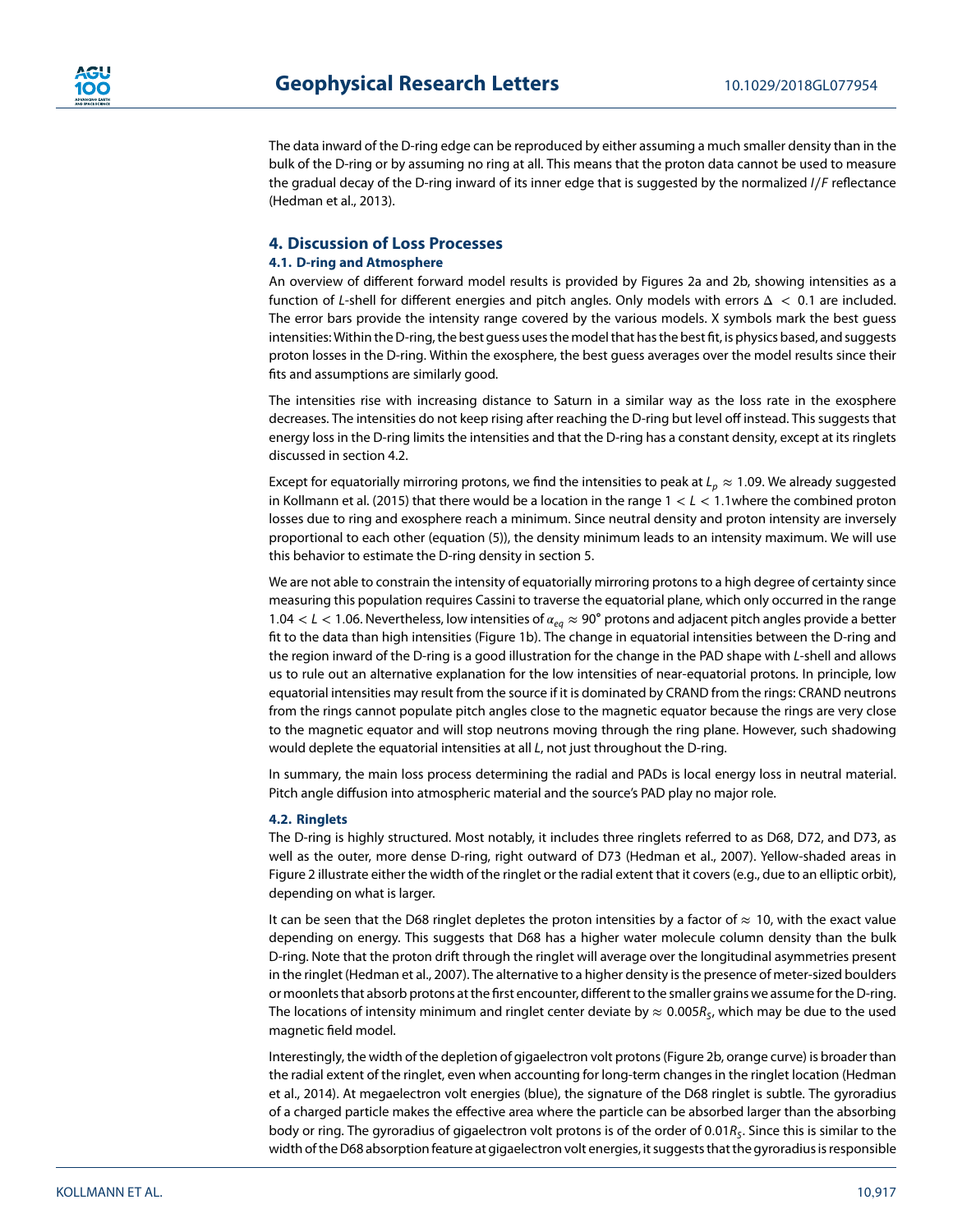The data inward of the D-ring edge can be reproduced by either assuming a much smaller density than in the bulk of the D-ring or by assuming no ring at all. This means that the proton data cannot be used to measure the gradual decay of the D-ring inward of its inner edge that is suggested by the normalized $I/F$ reflectance (Hedman et al., 2013).

## 4. Discussion of Loss Processes

### 4.1. D-ring and Atmosphere

An overview of different forward model results is provided by Figures 2a and 2b, showing intensities as a function of $L$-shell for different energies and pitch angles. Only models with errors $\Delta < 0.1$ are included. The error bars provide the intensity range covered by the various models. X symbols mark the best guess intensities: Within the D-ring, the best guess uses the model that has the best fit, is physics based, and suggests proton losses in the D-ring. Within the exosphere, the best guess averages over the model results since their fits and assumptions are similarly good.

The intensities rise with increasing distance to Saturn in a similar way as the loss rate in the exosphere decreases. The intensities do not keep rising after reaching the D-ring but level off instead. This suggests that energy loss in the D-ring limits the intensities and that the D-ring has a constant density, except at its ringlets discussed in section 4.2.

Except for equatorially mirroring protons, we find the intensities to peak at $L_p \approx 1.09$. We already suggested in Kollmann et al. (2015) that there would be a location in the range $1 < L < 1.1$where the combined proton losses due to ring and exosphere reach a minimum. Since neutral density and proton intensity are inversely proportional to each other (equation (5)), the density minimum leads to an intensity maximum. We will use this behavior to estimate the D-ring density in section 5.

We are not able to constrain the intensity of equatorially mirroring protons to a high degree of certainty since measuring this population requires Cassini to traverse the equatorial plane, which only occurred in the range $1.04 < L < 1.06$. Nevertheless, low intensities of $\alpha_{eq} \approx 90°$ protons and adjacent pitch angles provide a better fit to the data than high intensities (Figure 1b). The change in equatorial intensities between the D-ring and the region inward of the D-ring is a good illustration for the change in the PAD shape with $L$-shell and allows us to rule out an alternative explanation for the low intensities of near-equatorial protons. In principle, low equatorial intensities may result from the source if it is dominated by CRAND from the rings: CRAND neutrons from the rings cannot populate pitch angles close to the magnetic equator because the rings are very close to the magnetic equator and will stop neutrons moving through the ring plane. However, such shadowing would deplete the equatorial intensities at all $L$, not just throughout the D-ring.

In summary, the main loss process determining the radial and PADs is local energy loss in neutral material. Pitch angle diffusion into atmospheric material and the source's PAD play no major role.

### 4.2. Ringlets

The D-ring is highly structured. Most notably, it includes three ringlets referred to as D68, D72, and D73, as well as the outer, more dense D-ring, right outward of D73 (Hedman et al., 2007). Yellow-shaded areas in Figure 2 illustrate either the width of the ringlet or the radial extent that it covers (e.g., due to an elliptic orbit), depending on what is larger.

It can be seen that the D68 ringlet depletes the proton intensities by a factor of $\approx 10$, with the exact value depending on energy. This suggests that D68 has a higher water molecule column density than the bulk D-ring. Note that the proton drift through the ringlet will average over the longitudinal asymmetries present in the ringlet (Hedman et al., 2007). The alternative to a higher density is the presence of meter-sized boulders or moonlets that absorb protons at the first encounter, different to the smaller grains we assume for the D-ring. The locations of intensity minimum and ringlet center deviate by $\approx 0.005R_S$, which may be due to the used magnetic field model.

Interestingly, the width of the depletion of gigaelectron volt protons (Figure 2b, orange curve) is broader than the radial extent of the ringlet, even when accounting for long-term changes in the ringlet location (Hedman et al., 2014). At megaelectron volt energies (blue), the signature of the D68 ringlet is subtle. The gyroradius of a charged particle makes the effective area where the particle can be absorbed larger than the absorbing body or ring. The gyroradius of gigaelectron volt protons is of the order of $0.01R_S$. Since this is similar to the width of the D68 absorption feature at gigaelectron volt energies, it suggests that the gyroradius is responsible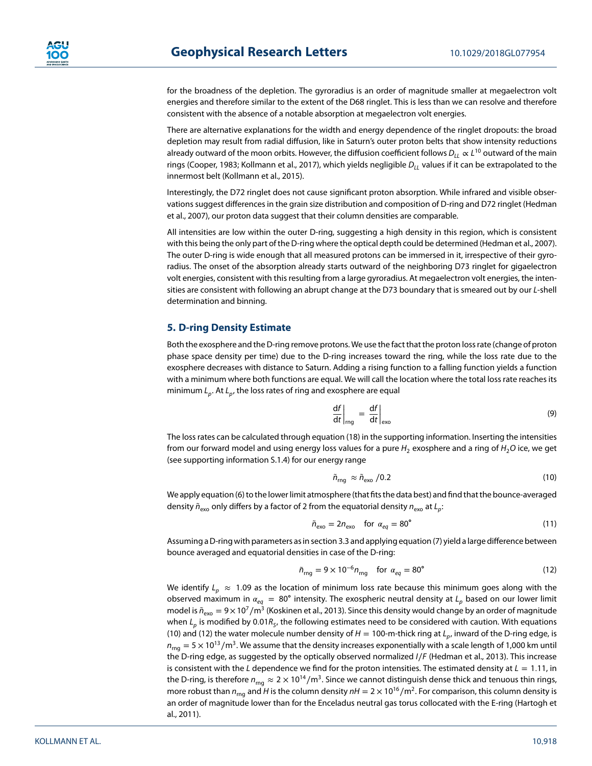for the broadness of the depletion. The gyroradius is an order of magnitude smaller at megaelectron volt energies and therefore similar to the extent of the D68 ringlet. This is less than we can resolve and therefore consistent with the absence of a notable absorption at megaelectron volt energies.

There are alternative explanations for the width and energy dependence of the ringlet dropouts: the broad depletion may result from radial diffusion, like in Saturn's outer proton belts that show intensity reductions already outward of the moon orbits. However, the diffusion coefficient follows $D_{LL} \propto L^{10}$ outward of the main rings (Cooper, 1983; Kollmann et al., 2017), which yields negligible $D_{LL}$ values if it can be extrapolated to the innermost belt (Kollmann et al., 2015).

Interestingly, the D72 ringlet does not cause significant proton absorption. While infrared and visible observations suggest differences in the grain size distribution and composition of D-ring and D72 ringlet (Hedman et al., 2007), our proton data suggest that their column densities are comparable.

All intensities are low within the outer D-ring, suggesting a high density in this region, which is consistent with this being the only part of the D-ring where the optical depth could be determined (Hedman et al., 2007). The outer D-ring is wide enough that all measured protons can be immersed in it, irrespective of their gyroradius. The onset of the absorption already starts outward of the neighboring D73 ringlet for gigaelectron volt energies, consistent with this resulting from a large gyroradius. At megaelectron volt energies, the intensities are consistent with following an abrupt change at the D73 boundary that is smeared out by our $L$-shell determination and binning.

## 5. D-ring Density Estimate

Both the exosphere and the D-ring remove protons. We use the fact that the proton loss rate (change of proton phase space density per time) due to the D-ring increases toward the ring, while the loss rate due to the exosphere decreases with distance to Saturn. Adding a rising function to a falling function yields a function with a minimum where both functions are equal. We will call the location where the total loss rate reaches its minimum $L_p$. At $L_p$, the loss rates of ring and exosphere are equal

$$\left.\frac{\mathrm{d}f}{\mathrm{d}t}\right|_{\mathrm{rng}} = \left.\frac{\mathrm{d}f}{\mathrm{d}t}\right|_{\mathrm{exo}} \tag{9}$$

The loss rates can be calculated through equation (18) in the supporting information. Inserting the intensities from our forward model and using energy loss values for a pure $H_2$ exosphere and a ring of $H_2O$ ice, we get (see supporting information S.1.4) for our energy range

$$\tilde{n}_{\mathrm{rng}} \approx \tilde{n}_{\mathrm{exo}} / 0.2 \tag{10}$$

We apply equation (6) to the lower limit atmosphere (that fits the data best) and find that the bounce-averaged density $\tilde{n}_{\mathrm{exo}}$ only differs by a factor of 2 from the equatorial density $n_{\mathrm{exo}}$ at $L_p$:

$$\tilde{n}_{\mathrm{exo}} = 2 n_{\mathrm{exo}} \quad \text{for } \alpha_{eq} = 80^{\circ} \tag{11}$$

Assuming a D-ring with parameters as in section 3.3 and applying equation (7) yield a large difference between bounce averaged and equatorial densities in case of the D-ring:

$$\tilde{n}_{\mathrm{rng}} = 9 \times 10^{-6} n_{\mathrm{rng}} \quad \text{for } \alpha_{eq} = 80^{\circ} \tag{12}$$

We identify $L_p \approx 1.09$ as the location of minimum loss rate because this minimum goes along with the observed maximum in $\alpha_{eq} = 80^{\circ}$ intensity. The exospheric neutral density at $L_p$ based on our lower limit model is $\tilde{n}_{\mathrm{exo}} = 9 \times 10^7/\mathrm{m}^3$ (Koskinen et al., 2013). Since this density would change by an order of magnitude when $L_p$ is modified by $0.01 R_S$, the following estimates need to be considered with caution. With equations (10) and (12) the water molecule number density of $H = 100$-m-thick ring at $L_p$, inward of the D-ring edge, is $n_{\mathrm{rng}} = 5 \times 10^{13}/\mathrm{m}^3$. We assume that the density increases exponentially with a scale length of 1,000 km until the D-ring edge, as suggested by the optically observed normalized $I/F$ (Hedman et al., 2013). This increase is consistent with the $L$ dependence we find for the proton intensities. The estimated density at $L = 1.11$, in the D-ring, is therefore $n_{\mathrm{rng}} \approx 2 \times 10^{14}/\mathrm{m}^3$. Since we cannot distinguish dense thick and tenuous thin rings, more robust than $n_{\mathrm{rng}}$ and $H$ is the column density $nH = 2 \times 10^{16}/\mathrm{m}^2$. For comparison, this column density is an order of magnitude lower than for the Enceladus neutral gas torus collocated with the E-ring (Hartogh et al., 2011).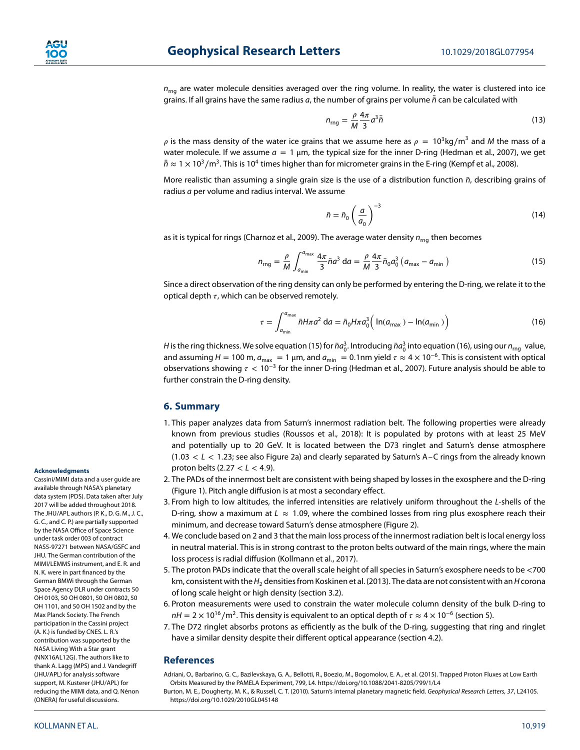$n_{rng}$ are water molecule densities averaged over the ring volume. In reality, the water is clustered into ice grains. If all grains have the same radius $a$, the number of grains per volume $\bar{\bar{n}}$ can be calculated with

$$n_{rng} = \frac{\rho}{M}\frac{4\pi}{3}a^3\bar{\bar{n}} \tag{13}$$

$\rho$ is the mass density of the water ice grains that we assume here as $\rho = 10^3\text{kg/m}^3$ and $M$ the mass of a water molecule. If we assume $a = 1$ μm, the typical size for the inner D-ring (Hedman et al., 2007), we get $\bar{\bar{n}} \approx 1 \times 10^3/\text{m}^3$. This is $10^4$ times higher than for micrometer grains in the E-ring (Kempf et al., 2008).

More realistic than assuming a single grain size is the use of a distribution function $\bar{n}$, describing grains of radius $a$ per volume and radius interval. We assume

$$\bar{n} = \bar{n}_0\left(\frac{a}{a_0}\right)^{-3} \tag{14}$$

as it is typical for rings (Charnoz et al., 2009). The average water density $n_{rng}$ then becomes

$$n_{rng} = \frac{\rho}{M}\int_{a_{min}}^{a_{max}}\frac{4\pi}{3}\bar{n}a^3\,\mathrm{d}a = \frac{\rho}{M}\frac{4\pi}{3}\bar{n}_0a_0^3\left(a_{max} - a_{min}\right) \tag{15}$$

Since a direct observation of the ring density can only be performed by entering the D-ring, we relate it to the optical depth $\tau$, which can be observed remotely.

$$\tau = \int_{a_{min}}^{a_{max}}\bar{n}H\pi a^2\,\mathrm{d}a = \bar{n}_0H\pi a_0^3\Big(\ln(a_{max}) - \ln(a_{min})\Big) \tag{16}$$

$H$ is the ring thickness. We solve equation (15) for $\bar{n}a_0^3$. Introducing $\bar{n}a_0^3$ into equation (16), using our $n_{rng}$ value, and assuming $H = 100$ m, $a_{max} = 1$ μm, and $a_{min} = 0.1$nm yield $\tau \approx 4 \times 10^{-6}$. This is consistent with optical observations showing $\tau < 10^{-3}$ for the inner D-ring (Hedman et al., 2007). Future analysis should be able to further constrain the D-ring density.

## 6. Summary

1. This paper analyzes data from Saturn's innermost radiation belt. The following properties were already known from previous studies (Roussos et al., 2018): It is populated by protons with at least 25 MeV and potentially up to 20 GeV. It is located between the D73 ringlet and Saturn's dense atmosphere ($1.03 < L < 1.23$; see also Figure 2a) and clearly separated by Saturn's A–C rings from the already known proton belts ($2.27 < L < 4.9$).
2. The PADs of the innermost belt are consistent with being shaped by losses in the exosphere and the D-ring (Figure 1). Pitch angle diffusion is at most a secondary effect.
3. From high to low altitudes, the inferred intensities are relatively uniform throughout the $L$-shells of the D-ring, show a maximum at $L \approx 1.09$, where the combined losses from ring plus exosphere reach their minimum, and decrease toward Saturn's dense atmosphere (Figure 2).
4. We conclude based on 2 and 3 that the main loss process of the innermost radiation belt is local energy loss in neutral material. This is in strong contrast to the proton belts outward of the main rings, where the main loss process is radial diffusion (Kollmann et al., 2017).
5. The proton PADs indicate that the overall scale height of all species in Saturn's exosphere needs to be <700 km, consistent with the $H_2$ densities from Koskinen et al. (2013). The data are not consistent with an $H$ corona of long scale height or high density (section 3.2).
6. Proton measurements were used to constrain the water molecule column density of the bulk D-ring to $nH = 2 \times 10^{16}/\text{m}^2$. This density is equivalent to an optical depth of $\tau \approx 4 \times 10^{-6}$ (section 5).
7. The D72 ringlet absorbs protons as efficiently as the bulk of the D-ring, suggesting that ring and ringlet have a similar density despite their different optical appearance (section 4.2).

#### Acknowledgments

Cassini/MIMI data and a user guide are available through NASA's planetary data system (PDS). Data taken after July 2017 will be added throughout 2018. The JHU/APL authors (P. K., D. G. M., J. C., G. C., and C. P.) are partially supported by the NASA Office of Space Science under task order 003 of contract NAS5-97271 between NASA/GSFC and JHU. The German contribution of the MIMI/LEMMS instrument, and E. R. and N. K. were in part financed by the German BMWi through the German Space Agency DLR under contracts 50 OH 0103, 50 OH 0801, 50 OH 0802, 50 OH 1101, and 50 OH 1502 and by the Max Planck Society. The French participation in the Cassini project (A. K.) is funded by CNES. L. R.'s contribution was supported by the NASA Living With a Star grant (NNX16AL12G). The authors like to thank A. Lagg (MPS) and J. Vandegriff (JHU/APL) for analysis software support, M. Kusterer (JHU/APL) for reducing the MIMI data, and Q. Nénon (ONERA) for useful discussions.

## References

Adriani, O., Barbarino, G. C., Bazilevskaya, G. A., Bellotti, R., Boezio, M., Bogomolov, E. A., et al. (2015). Trapped Proton Fluxes at Low Earth Orbits Measured by the PAMELA Experiment, 799, L4. https://doi.org/10.1088/2041-8205/799/1/L4

Burton, M. E., Dougherty, M. K., & Russell, C. T. (2010). Saturn's internal planetary magnetic field. *Geophysical Research Letters*, *37*, L24105. https://doi.org/10.1029/2010GL045148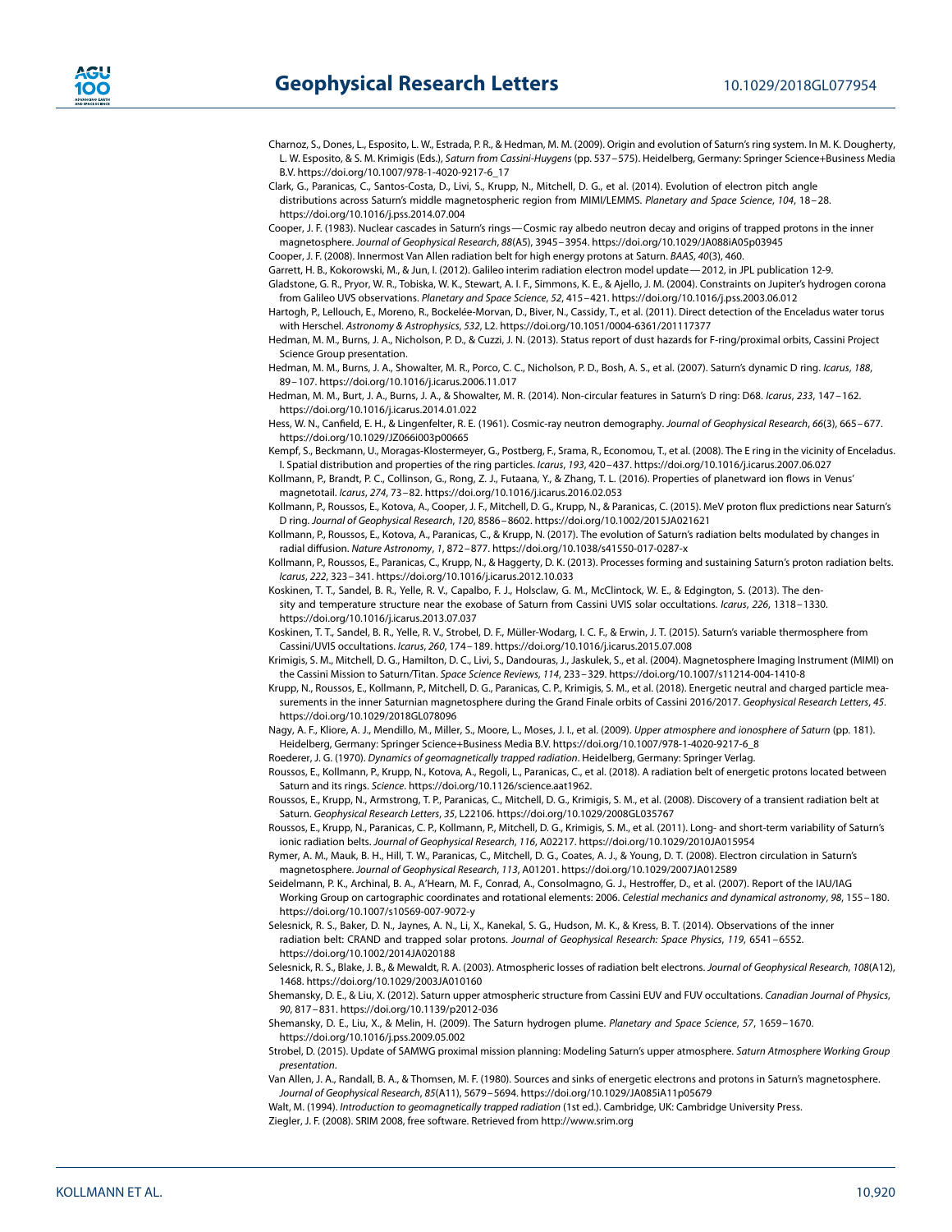Charnoz, S., Dones, L., Esposito, L. W., Estrada, P. R., & Hedman, M. M. (2009). Origin and evolution of Saturn's ring system. In M. K. Dougherty, L. W. Esposito, & S. M. Krimigis (Eds.), *Saturn from Cassini-Huygens* (pp. 537–575). Heidelberg, Germany: Springer Science+Business Media B.V. https://doi.org/10.1007/978-1-4020-9217-6_17

Clark, G., Paranicas, C., Santos-Costa, D., Livi, S., Krupp, N., Mitchell, D. G., et al. (2014). Evolution of electron pitch angle distributions across Saturn's middle magnetospheric region from MIMI/LEMMS. *Planetary and Space Science*, *104*, 18–28. https://doi.org/10.1016/j.pss.2014.07.004

Cooper, J. F. (1983). Nuclear cascades in Saturn's rings—Cosmic ray albedo neutron decay and origins of trapped protons in the inner magnetosphere. *Journal of Geophysical Research*, *88*(A5), 3945–3954. https://doi.org/10.1029/JA088iA05p03945

Cooper, J. F. (2008). Innermost Van Allen radiation belt for high energy protons at Saturn. *BAAS*, *40*(3), 460.

Garrett, H. B., Kokorowski, M., & Jun, I. (2012). Galileo interim radiation electron model update—2012, in JPL publication 12-9.

Gladstone, G. R., Pryor, W. R., Tobiska, W. K., Stewart, A. I. F., Simmons, K. E., & Ajello, J. M. (2004). Constraints on Jupiter's hydrogen corona from Galileo UVS observations. *Planetary and Space Science*, *52*, 415–421. https://doi.org/10.1016/j.pss.2003.06.012

Hartogh, P., Lellouch, E., Moreno, R., Bockelée-Morvan, D., Biver, N., Cassidy, T., et al. (2011). Direct detection of the Enceladus water torus with Herschel. *Astronomy & Astrophysics*, *532*, L2. https://doi.org/10.1051/0004-6361/201117377

Hedman, M. M., Burns, J. A., Nicholson, P. D., & Cuzzi, J. N. (2013). Status report of dust hazards for F-ring/proximal orbits, Cassini Project Science Group presentation.

Hedman, M. M., Burns, J. A., Showalter, M. R., Porco, C. C., Nicholson, P. D., Bosh, A. S., et al. (2007). Saturn's dynamic D ring. *Icarus*, *188*, 89–107. https://doi.org/10.1016/j.icarus.2006.11.017

Hedman, M. M., Burt, J. A., Burns, J. A., & Showalter, M. R. (2014). Non-circular features in Saturn's D ring: D68. *Icarus*, *233*, 147–162. https://doi.org/10.1016/j.icarus.2014.01.022

Hess, W. N., Canfield, E. H., & Lingenfelter, R. E. (1961). Cosmic-ray neutron demography. *Journal of Geophysical Research*, *66*(3), 665–677. https://doi.org/10.1029/JZ066i003p00665

Kempf, S., Beckmann, U., Moragas-Klostermeyer, G., Postberg, F., Srama, R., Economou, T., et al. (2008). The E ring in the vicinity of Enceladus. I. Spatial distribution and properties of the ring particles. *Icarus*, *193*, 420–437. https://doi.org/10.1016/j.icarus.2007.06.027

Kollmann, P., Brandt, P. C., Collinson, G., Rong, Z. J., Futaana, Y., & Zhang, T. L. (2016). Properties of planetward ion flows in Venus' magnetotail. *Icarus*, *274*, 73–82. https://doi.org/10.1016/j.icarus.2016.02.053

Kollmann, P., Roussos, E., Kotova, A., Cooper, J. F., Mitchell, D. G., Krupp, N., & Paranicas, C. (2015). MeV proton flux predictions near Saturn's D ring. *Journal of Geophysical Research*, *120*, 8586–8602. https://doi.org/10.1002/2015JA021621

Kollmann, P., Roussos, E., Kotova, A., Paranicas, C., & Krupp, N. (2017). The evolution of Saturn's radiation belts modulated by changes in radial diffusion. *Nature Astronomy*, *1*, 872–877. https://doi.org/10.1038/s41550-017-0287-x

Kollmann, P., Roussos, E., Paranicas, C., Krupp, N., & Haggerty, D. K. (2013). Processes forming and sustaining Saturn's proton radiation belts. *Icarus*, *222*, 323–341. https://doi.org/10.1016/j.icarus.2012.10.033

Koskinen, T. T., Sandel, B. R., Yelle, R. V., Capalbo, F. J., Holsclaw, G. M., McClintock, W. E., & Edgington, S. (2013). The density and temperature structure near the exobase of Saturn from Cassini UVIS solar occultations. *Icarus*, *226*, 1318–1330. https://doi.org/10.1016/j.icarus.2013.07.037

Koskinen, T. T., Sandel, B. R., Yelle, R. V., Strobel, D. F., Müller-Wodarg, I. C. F., & Erwin, J. T. (2015). Saturn's variable thermosphere from Cassini/UVIS occultations. *Icarus*, *260*, 174–189. https://doi.org/10.1016/j.icarus.2015.07.008

Krimigis, S. M., Mitchell, D. G., Hamilton, D. C., Livi, S., Dandouras, J., Jaskulek, S., et al. (2004). Magnetosphere Imaging Instrument (MIMI) on the Cassini Mission to Saturn/Titan. *Space Science Reviews*, *114*, 233–329. https://doi.org/10.1007/s11214-004-1410-8

Krupp, N., Roussos, E., Kollmann, P., Mitchell, D. G., Paranicas, C. P., Krimigis, S. M., et al. (2018). Energetic neutral and charged particle measurements in the inner Saturnian magnetosphere during the Grand Finale orbits of Cassini 2016/2017. *Geophysical Research Letters*, *45*. https://doi.org/10.1029/2018GL078096

Nagy, A. F., Kliore, A. J., Mendillo, M., Miller, S., Moore, L., Moses, J. I., et al. (2009). *Upper atmosphere and ionosphere of Saturn* (pp. 181). Heidelberg, Germany: Springer Science+Business Media B.V. https://doi.org/10.1007/978-1-4020-9217-6_8

Roederer, J. G. (1970). *Dynamics of geomagnetically trapped radiation*. Heidelberg, Germany: Springer Verlag.

Roussos, E., Kollmann, P., Krupp, N., Kotova, A., Regoli, L., Paranicas, C., et al. (2018). A radiation belt of energetic protons located between Saturn and its rings. *Science*. https://doi.org/10.1126/science.aat1962.

Roussos, E., Krupp, N., Armstrong, T. P., Paranicas, C., Mitchell, D. G., Krimigis, S. M., et al. (2008). Discovery of a transient radiation belt at Saturn. *Geophysical Research Letters*, *35*, L22106. https://doi.org/10.1029/2008GL035767

Roussos, E., Krupp, N., Paranicas, C. P., Kollmann, P., Mitchell, D. G., Krimigis, S. M., et al. (2011). Long- and short-term variability of Saturn's ionic radiation belts. *Journal of Geophysical Research*, *116*, A02217. https://doi.org/10.1029/2010JA015954

Rymer, A. M., Mauk, B. H., Hill, T. W., Paranicas, C., Mitchell, D. G., Coates, A. J., & Young, D. T. (2008). Electron circulation in Saturn's magnetosphere. *Journal of Geophysical Research*, *113*, A01201. https://doi.org/10.1029/2007JA012589

Seidelmann, P. K., Archinal, B. A., A'Hearn, M. F., Conrad, A., Consolmagno, G. J., Hestroffer, D., et al. (2007). Report of the IAU/IAG Working Group on cartographic coordinates and rotational elements: 2006. *Celestial mechanics and dynamical astronomy*, *98*, 155–180. https://doi.org/10.1007/s10569-007-9072-y

Selesnick, R. S., Baker, D. N., Jaynes, A. N., Li, X., Kanekal, S. G., Hudson, M. K., & Kress, B. T. (2014). Observations of the inner radiation belt: CRAND and trapped solar protons. *Journal of Geophysical Research: Space Physics*, *119*, 6541–6552. https://doi.org/10.1002/2014JA020188

Selesnick, R. S., Blake, J. B., & Mewaldt, R. A. (2003). Atmospheric losses of radiation belt electrons. *Journal of Geophysical Research*, *108*(A12), 1468. https://doi.org/10.1029/2003JA010160

Shemansky, D. E., & Liu, X. (2012). Saturn upper atmospheric structure from Cassini EUV and FUV occultations. *Canadian Journal of Physics*, *90*, 817–831. https://doi.org/10.1139/p2012-036

Shemansky, D. E., Liu, X., & Melin, H. (2009). The Saturn hydrogen plume. *Planetary and Space Science*, *57*, 1659–1670. https://doi.org/10.1016/j.pss.2009.05.002

Strobel, D. (2015). Update of SAMWG proximal mission planning: Modeling Saturn's upper atmosphere. *Saturn Atmosphere Working Group presentation*.

Van Allen, J. A., Randall, B. A., & Thomsen, M. F. (1980). Sources and sinks of energetic electrons and protons in Saturn's magnetosphere. *Journal of Geophysical Research*, *85*(A11), 5679–5694. https://doi.org/10.1029/JA085iA11p05679

Walt, M. (1994). *Introduction to geomagnetically trapped radiation* (1st ed.). Cambridge, UK: Cambridge University Press.

Ziegler, J. F. (2008). SRIM 2008, free software. Retrieved from http://www.srim.org